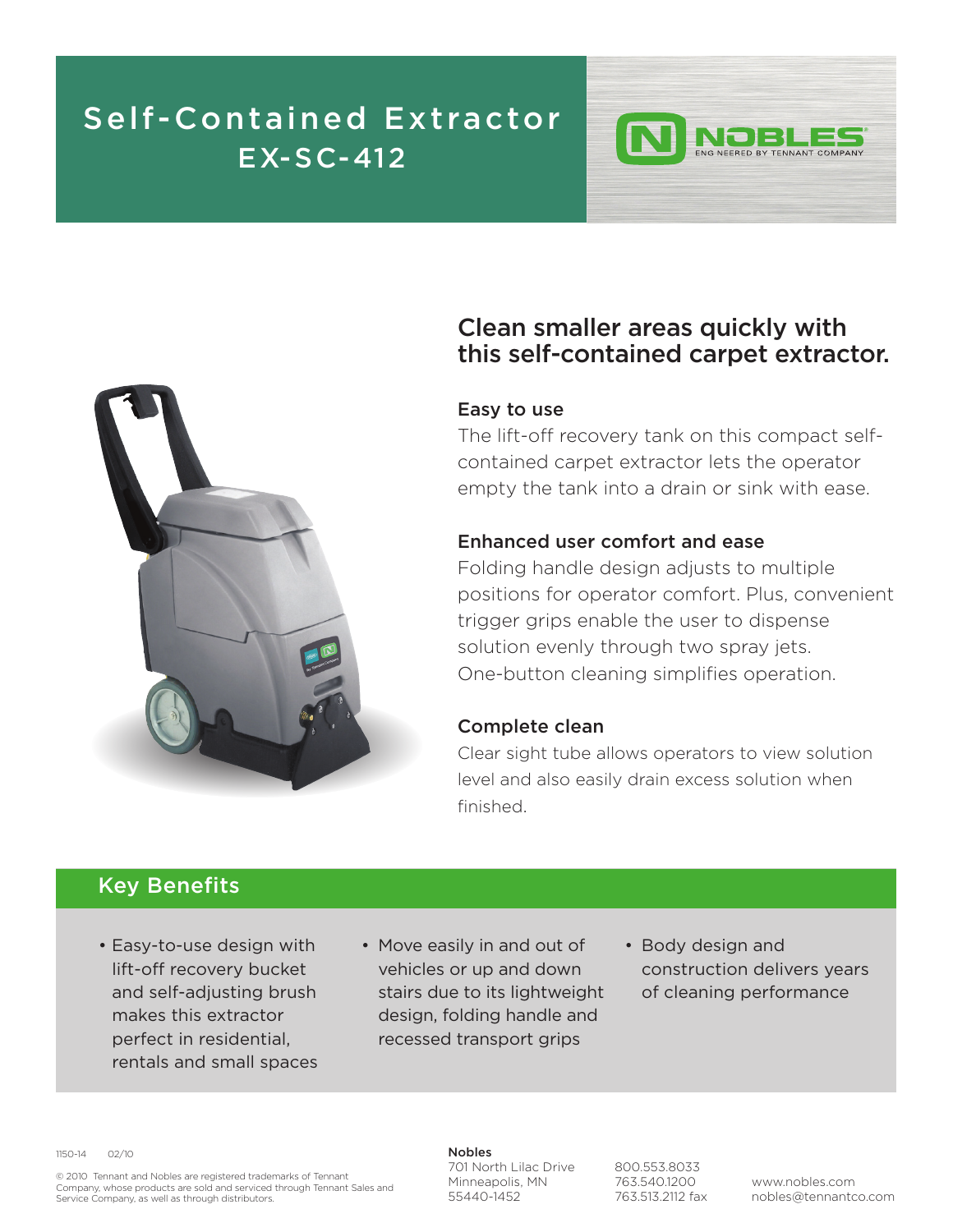# Self-Contained Extractor EX-SC-412

NOBLES

ENGINEERED BY TENNANT COMPANY

## Clean smaller areas quickly with this self-contained carpet extractor.

### Easy to use

The lift-off recovery tank on this compact self-contained carpet extractor lets the operator empty the tank into a drain or sink with ease.

### Enhanced user comfort and ease

Folding handle design adjusts to multiple positions for operator comfort. Plus, convenient trigger grips enable the user to dispense solution evenly through two spray jets. One-button cleaning simplifies operation.

### Complete clean

Clear sight tube allows operators to view solution level and also easily drain excess solution when finished.

## Key Benefits

- Easy-to-use design with lift-off recovery bucket and self-adjusting brush makes this extractor perfect in residential, rentals and small spaces
- Move easily in and out of vehicles or up and down stairs due to its lightweight design, folding handle and recessed transport grips
- Body design and construction delivers years of cleaning performance

1150-14 02/10

© 2010 Tennant and Nobles are registered trademarks of Tennant Company, whose products are sold and serviced through Tennant Sales and Service Company, as well as through distributors.

**Nobles**
701 North Lilac Drive
Minneapolis, MN
55440-1452

800.553.8033
763.540.1200
763.513.2112 fax

www.nobles.com
nobles@tennantco.com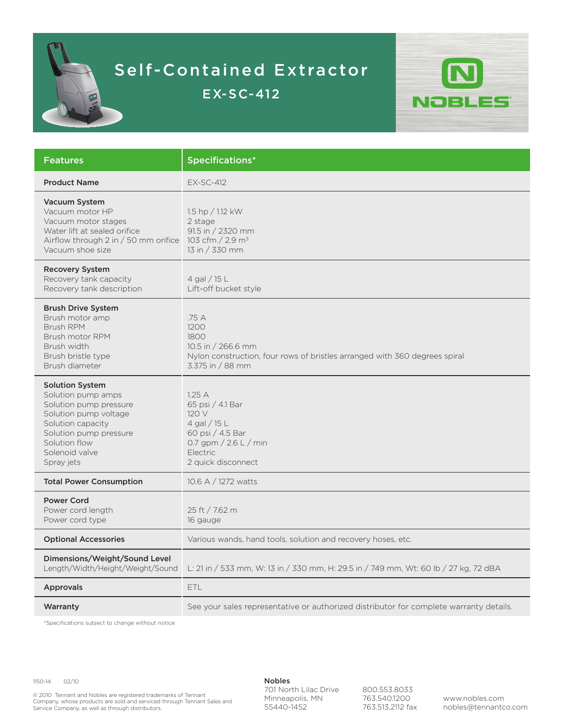# Self-Contained Extractor

## EX-SC-412

NOBLES

| Features | Specifications* |
|---|---|
| **Product Name** | EX-SC-412 |
| **Vacuum System** | |
| Vacuum motor HP | 1.5 hp / 1.12 kW |
| Vacuum motor stages | 2 stage |
| Water lift at sealed orifice | 91.5 in / 2320 mm |
| Airflow through 2 in / 50 mm orifice | 103 cfm / 2.9 $m^3$ |
| Vacuum shoe size | 13 in / 330 mm |
| **Recovery System** | |
| Recovery tank capacity | 4 gal / 15 L |
| Recovery tank description | Lift-off bucket style |
| **Brush Drive System** | |
| Brush motor amp | .75 A |
| Brush RPM | 1200 |
| Brush motor RPM | 1800 |
| Brush width | 10.5 in / 266.6 mm |
| Brush bristle type | Nylon construction, four rows of bristles arranged with 360 degrees spiral |
| Brush diameter | 3.375 in / 88 mm |
| **Solution System** | |
| Solution pump amps | 1.25 A |
| Solution pump pressure | 65 psi / 4.1 Bar |
| Solution pump voltage | 120 V |
| Solution capacity | 4 gal / 15 L |
| Solution pump pressure | 60 psi / 4.5 Bar |
| Solution flow | 0.7 gpm / 2.6 L / min |
| Solenoid valve | Electric |
| Spray jets | 2 quick disconnect |
| **Total Power Consumption** | 10.6 A / 1272 watts |
| **Power Cord** | |
| Power cord length | 25 ft / 7.62 m |
| Power cord type | 16 gauge |
| **Optional Accessories** | Various wands, hand tools, solution and recovery hoses, etc. |
| **Dimensions/Weight/Sound Level** Length/Width/Height/Weight/Sound | L: 21 in / 533 mm, W: 13 in / 330 mm, H: 29.5 in / 749 mm, Wt: 60 lb / 27 kg, 72 dBA |
| **Approvals** | ETL |
| **Warranty** | See your sales representative or authorized distributor for complete warranty details. |

*Specifications subject to change without notice

1150-14 02/10

© 2010 Tennant and Nobles are registered trademarks of Tennant Company, whose products are sold and serviced through Tennant Sales and Service Company, as well as through distributors.

**Nobles**
701 North Lilac Drive
Minneapolis, MN
55440-1452

800.553.8033
763.540.1200
763.513.2112 fax

www.nobles.com
nobles@tennantco.com